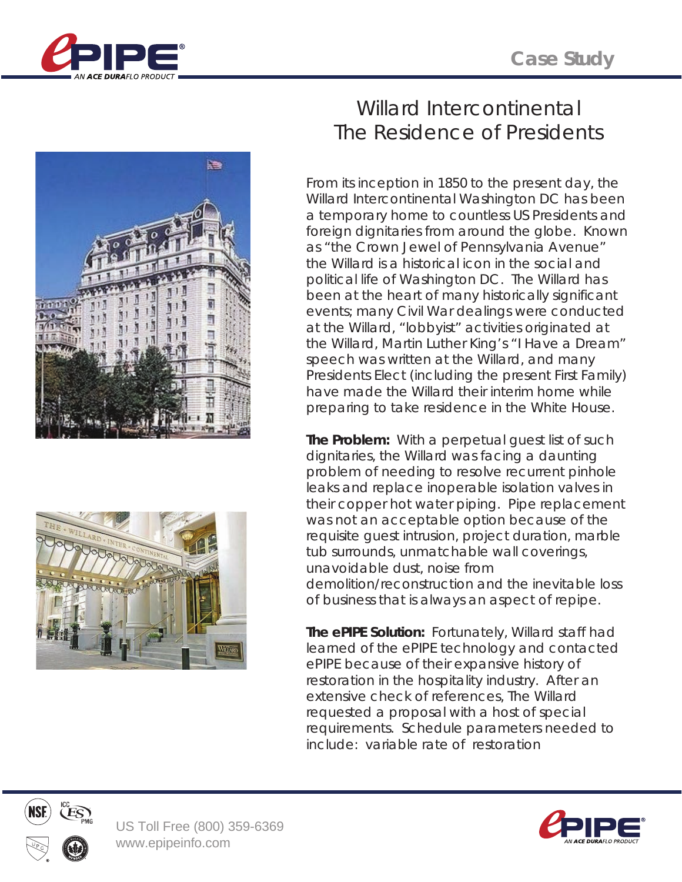Case Study

# Willard Intercontinental
# The Residence of Presidents

From its inception in 1850 to the present day, the Willard Intercontinental Washington DC has been a temporary home to countless US Presidents and foreign dignitaries from around the globe. Known as "the Crown Jewel of Pennsylvania Avenue" the Willard is a historical icon in the social and political life of Washington DC. The Willard has been at the heart of many historically significant events; many Civil War dealings were conducted at the Willard, "lobbyist" activities originated at the Willard, Martin Luther King's "I Have a Dream" speech was written at the Willard, and many Presidents Elect (including the present First Family) have made the Willard their interim home while preparing to take residence in the White House.

**The Problem:** With a perpetual guest list of such dignitaries, the Willard was facing a daunting problem of needing to resolve recurrent pinhole leaks and replace inoperable isolation valves in their copper hot water piping. Pipe replacement was not an acceptable option because of the requisite guest intrusion, project duration, marble tub surrounds, unmatchable wall coverings, unavoidable dust, noise from demolition/reconstruction and the inevitable loss of business that is always an aspect of repipe.

**The ePIPE Solution:** Fortunately, Willard staff had learned of the ePIPE technology and contacted ePIPE because of their expansive history of restoration in the hospitality industry. After an extensive check of references, The Willard requested a proposal with a host of special requirements. Schedule parameters needed to include: variable rate of restoration

US Toll Free (800) 359-6369
www.epipeinfo.com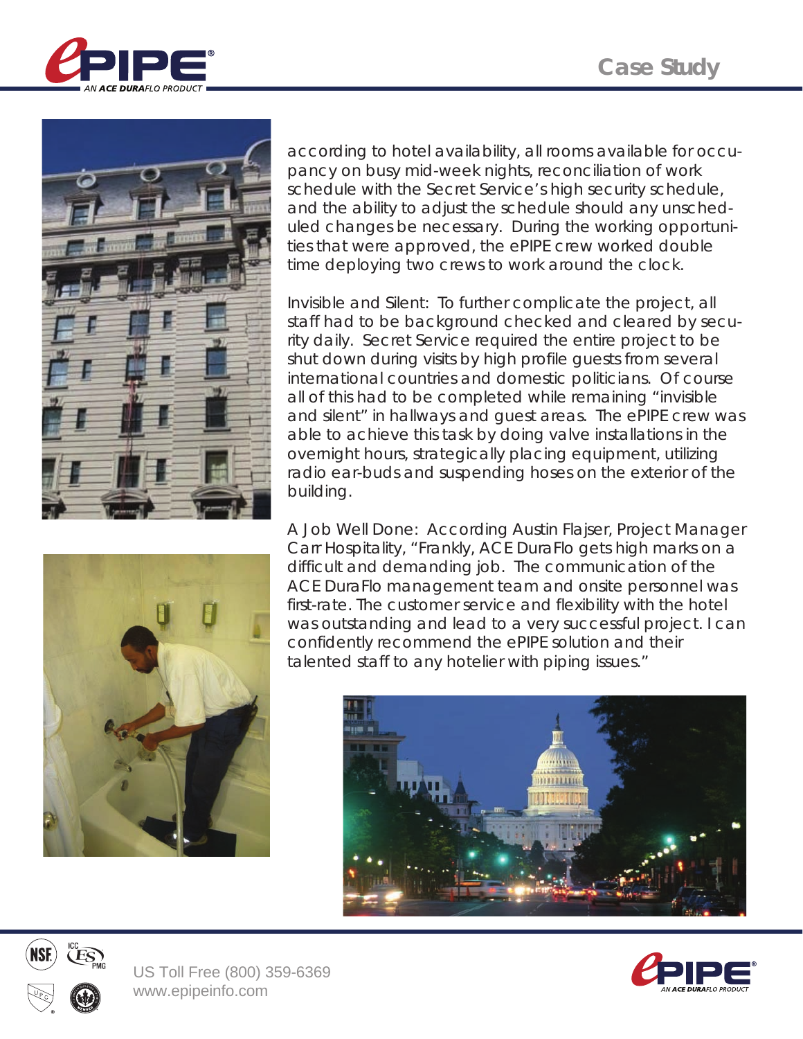according to hotel availability, all rooms available for occupancy on busy mid-week nights, reconciliation of work schedule with the Secret Service's high security schedule, and the ability to adjust the schedule should any unscheduled changes be necessary. During the working opportunities that were approved, the ePIPE crew worked double time deploying two crews to work around the clock.

Invisible and Silent: To further complicate the project, all staff had to be background checked and cleared by security daily. Secret Service required the entire project to be shut down during visits by high profile guests from several international countries and domestic politicians. Of course all of this had to be completed while remaining "invisible and silent" in hallways and guest areas. The ePIPE crew was able to achieve this task by doing valve installations in the overnight hours, strategically placing equipment, utilizing radio ear-buds and suspending hoses on the exterior of the building.

A Job Well Done: According Austin Flajser, Project Manager Carr Hospitality, "Frankly, ACE DuraFlo gets high marks on a difficult and demanding job. The communication of the ACE DuraFlo management team and onsite personnel was first-rate. The customer service and flexibility with the hotel was outstanding and lead to a very successful project. I can confidently recommend the ePIPE solution and their talented staff to any hotelier with piping issues."

US Toll Free (800) 359-6369
www.epipeinfo.com